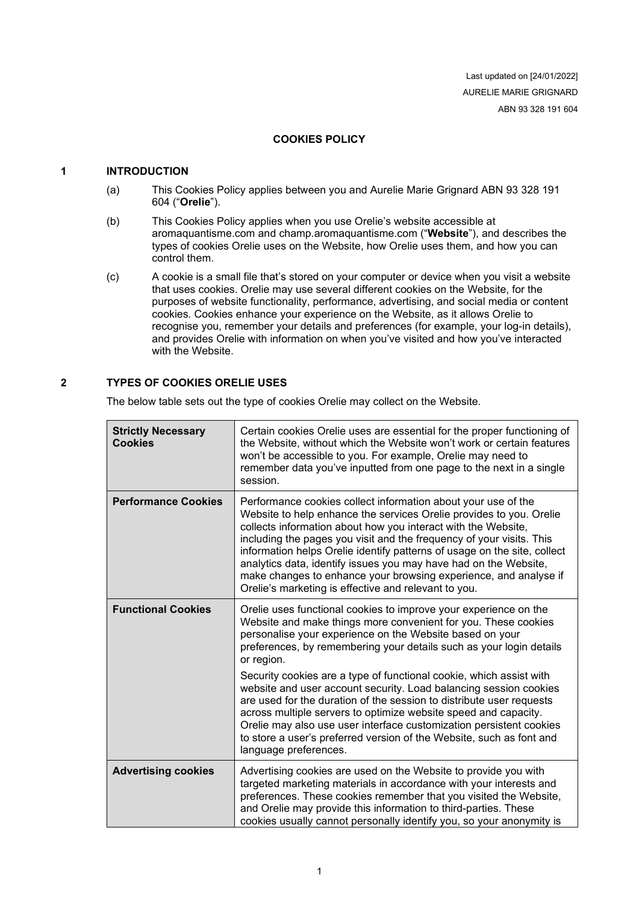Last updated on [24/01/2022]
AURELIE MARIE GRIGNARD
ABN 93 328 191 604

# COOKIES POLICY

## 1 INTRODUCTION

(a) This Cookies Policy applies between you and Aurelie Marie Grignard ABN 93 328 191 604 ("**Orelie**").

(b) This Cookies Policy applies when you use Orelie's website accessible at aromaquantisme.com and champ.aromaquantisme.com ("**Website**"), and describes the types of cookies Orelie uses on the Website, how Orelie uses them, and how you can control them.

(c) A cookie is a small file that's stored on your computer or device when you visit a website that uses cookies. Orelie may use several different cookies on the Website, for the purposes of website functionality, performance, advertising, and social media or content cookies. Cookies enhance your experience on the Website, as it allows Orelie to recognise you, remember your details and preferences (for example, your log-in details), and provides Orelie with information on when you've visited and how you've interacted with the Website.

## 2 TYPES OF COOKIES ORELIE USES

The below table sets out the type of cookies Orelie may collect on the Website.

| | |
|---|---|
| **Strictly Necessary Cookies** | Certain cookies Orelie uses are essential for the proper functioning of the Website, without which the Website won't work or certain features won't be accessible to you. For example, Orelie may need to remember data you've inputted from one page to the next in a single session. |
| **Performance Cookies** | Performance cookies collect information about your use of the Website to help enhance the services Orelie provides to you. Orelie collects information about how you interact with the Website, including the pages you visit and the frequency of your visits. This information helps Orelie identify patterns of usage on the site, collect analytics data, identify issues you may have had on the Website, make changes to enhance your browsing experience, and analyse if Orelie's marketing is effective and relevant to you. |
| **Functional Cookies** | Orelie uses functional cookies to improve your experience on the Website and make things more convenient for you. These cookies personalise your experience on the Website based on your preferences, by remembering your details such as your login details or region.<br><br>Security cookies are a type of functional cookie, which assist with website and user account security. Load balancing session cookies are used for the duration of the session to distribute user requests across multiple servers to optimize website speed and capacity. Orelie may also use user interface customization persistent cookies to store a user's preferred version of the Website, such as font and language preferences. |
| **Advertising cookies** | Advertising cookies are used on the Website to provide you with targeted marketing materials in accordance with your interests and preferences. These cookies remember that you visited the Website, and Orelie may provide this information to third-parties. These cookies usually cannot personally identify you, so your anonymity is |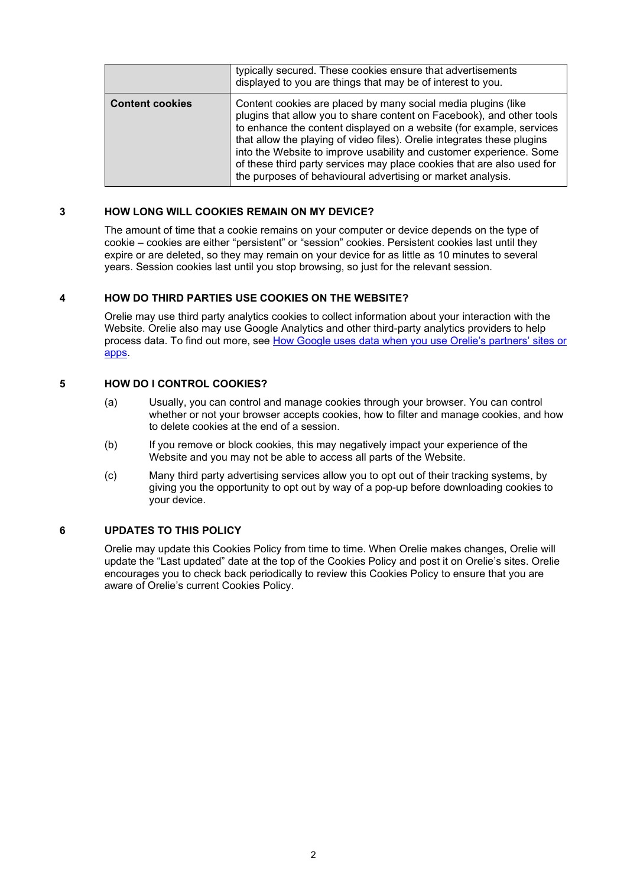| | |
|---|---|
| | typically secured. These cookies ensure that advertisements displayed to you are things that may be of interest to you. |
| **Content cookies** | Content cookies are placed by many social media plugins (like plugins that allow you to share content on Facebook), and other tools to enhance the content displayed on a website (for example, services that allow the playing of video files). Orelie integrates these plugins into the Website to improve usability and customer experience. Some of these third party services may place cookies that are also used for the purposes of behavioural advertising or market analysis. |

## 3 HOW LONG WILL COOKIES REMAIN ON MY DEVICE?

The amount of time that a cookie remains on your computer or device depends on the type of cookie – cookies are either "persistent" or "session" cookies. Persistent cookies last until they expire or are deleted, so they may remain on your device for as little as 10 minutes to several years. Session cookies last until you stop browsing, so just for the relevant session.

## 4 HOW DO THIRD PARTIES USE COOKIES ON THE WEBSITE?

Orelie may use third party analytics cookies to collect information about your interaction with the Website. Orelie also may use Google Analytics and other third-party analytics providers to help process data. To find out more, see How Google uses data when you use Orelie's partners' sites or apps.

## 5 HOW DO I CONTROL COOKIES?

(a) Usually, you can control and manage cookies through your browser. You can control whether or not your browser accepts cookies, how to filter and manage cookies, and how to delete cookies at the end of a session.

(b) If you remove or block cookies, this may negatively impact your experience of the Website and you may not be able to access all parts of the Website.

(c) Many third party advertising services allow you to opt out of their tracking systems, by giving you the opportunity to opt out by way of a pop-up before downloading cookies to your device.

## 6 UPDATES TO THIS POLICY

Orelie may update this Cookies Policy from time to time. When Orelie makes changes, Orelie will update the "Last updated" date at the top of the Cookies Policy and post it on Orelie's sites. Orelie encourages you to check back periodically to review this Cookies Policy to ensure that you are aware of Orelie's current Cookies Policy.